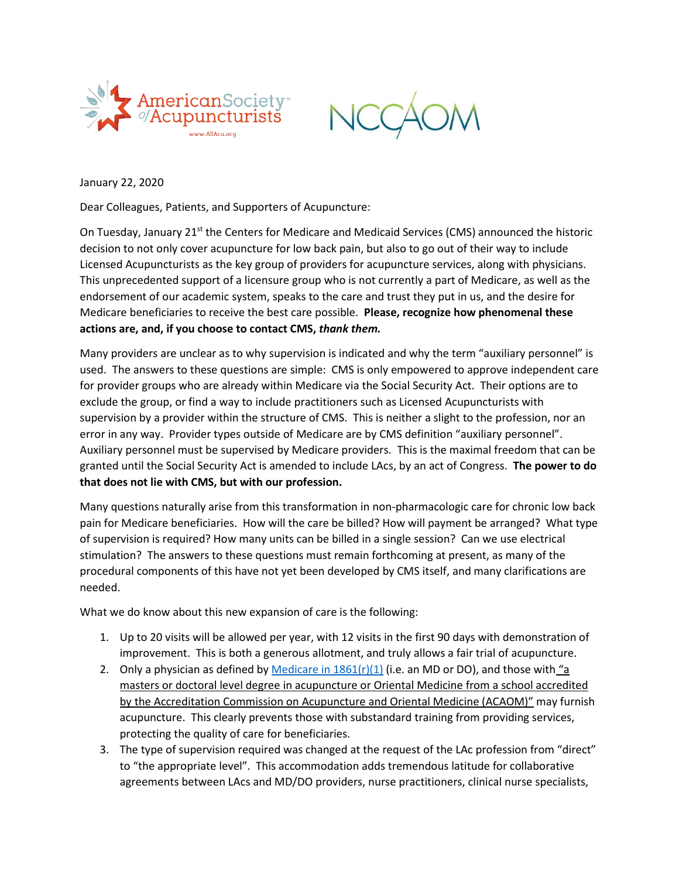January 22, 2020

Dear Colleagues, Patients, and Supporters of Acupuncture:

On Tuesday, January 21st the Centers for Medicare and Medicaid Services (CMS) announced the historic decision to not only cover acupuncture for low back pain, but also to go out of their way to include Licensed Acupuncturists as the key group of providers for acupuncture services, along with physicians. This unprecedented support of a licensure group who is not currently a part of Medicare, as well as the endorsement of our academic system, speaks to the care and trust they put in us, and the desire for Medicare beneficiaries to receive the best care possible. **Please, recognize how phenomenal these actions are, and, if you choose to contact CMS, *thank them.***

Many providers are unclear as to why supervision is indicated and why the term "auxiliary personnel" is used. The answers to these questions are simple: CMS is only empowered to approve independent care for provider groups who are already within Medicare via the Social Security Act. Their options are to exclude the group, or find a way to include practitioners such as Licensed Acupuncturists with supervision by a provider within the structure of CMS. This is neither a slight to the profession, nor an error in any way. Provider types outside of Medicare are by CMS definition "auxiliary personnel". Auxiliary personnel must be supervised by Medicare providers. This is the maximal freedom that can be granted until the Social Security Act is amended to include LAcs, by an act of Congress. **The power to do that does not lie with CMS, but with our profession.**

Many questions naturally arise from this transformation in non-pharmacologic care for chronic low back pain for Medicare beneficiaries. How will the care be billed? How will payment be arranged? What type of supervision is required? How many units can be billed in a single session? Can we use electrical stimulation? The answers to these questions must remain forthcoming at present, as many of the procedural components of this have not yet been developed by CMS itself, and many clarifications are needed.

What we do know about this new expansion of care is the following:

1. Up to 20 visits will be allowed per year, with 12 visits in the first 90 days with demonstration of improvement. This is both a generous allotment, and truly allows a fair trial of acupuncture.
2. Only a physician as defined by [Medicare in 1861(r)(1)]() (i.e. an MD or DO), and those with "a masters or doctoral level degree in acupuncture or Oriental Medicine from a school accredited by the Accreditation Commission on Acupuncture and Oriental Medicine (ACAOM)" may furnish acupuncture. This clearly prevents those with substandard training from providing services, protecting the quality of care for beneficiaries.
3. The type of supervision required was changed at the request of the LAc profession from "direct" to "the appropriate level". This accommodation adds tremendous latitude for collaborative agreements between LAcs and MD/DO providers, nurse practitioners, clinical nurse specialists,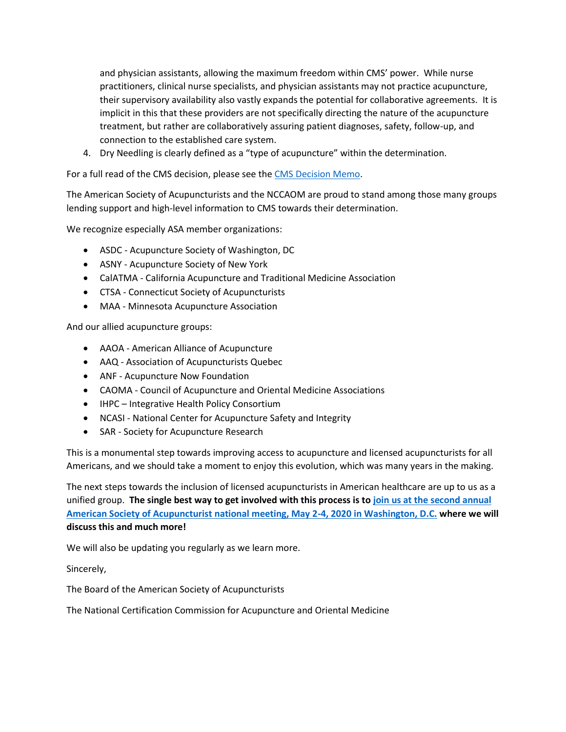and physician assistants, allowing the maximum freedom within CMS' power. While nurse practitioners, clinical nurse specialists, and physician assistants may not practice acupuncture, their supervisory availability also vastly expands the potential for collaborative agreements. It is implicit in this that these providers are not specifically directing the nature of the acupuncture treatment, but rather are collaboratively assuring patient diagnoses, safety, follow-up, and connection to the established care system.

4. Dry Needling is clearly defined as a "type of acupuncture" within the determination.

For a full read of the CMS decision, please see the CMS Decision Memo.

The American Society of Acupuncturists and the NCCAOM are proud to stand among those many groups lending support and high-level information to CMS towards their determination.

We recognize especially ASA member organizations:

- ASDC - Acupuncture Society of Washington, DC
- ASNY - Acupuncture Society of New York
- CalATMA - California Acupuncture and Traditional Medicine Association
- CTSA - Connecticut Society of Acupuncturists
- MAA - Minnesota Acupuncture Association

And our allied acupuncture groups:

- AAOA - American Alliance of Acupuncture
- AAQ - Association of Acupuncturists Quebec
- ANF - Acupuncture Now Foundation
- CAOMA - Council of Acupuncture and Oriental Medicine Associations
- IHPC – Integrative Health Policy Consortium
- NCASI - National Center for Acupuncture Safety and Integrity
- SAR - Society for Acupuncture Research

This is a monumental step towards improving access to acupuncture and licensed acupuncturists for all Americans, and we should take a moment to enjoy this evolution, which was many years in the making.

The next steps towards the inclusion of licensed acupuncturists in American healthcare are up to us as a unified group. **The single best way to get involved with this process is to join us at the second annual American Society of Acupuncturist national meeting, May 2-4, 2020 in Washington, D.C. where we will discuss this and much more!**

We will also be updating you regularly as we learn more.

Sincerely,

The Board of the American Society of Acupuncturists

The National Certification Commission for Acupuncture and Oriental Medicine